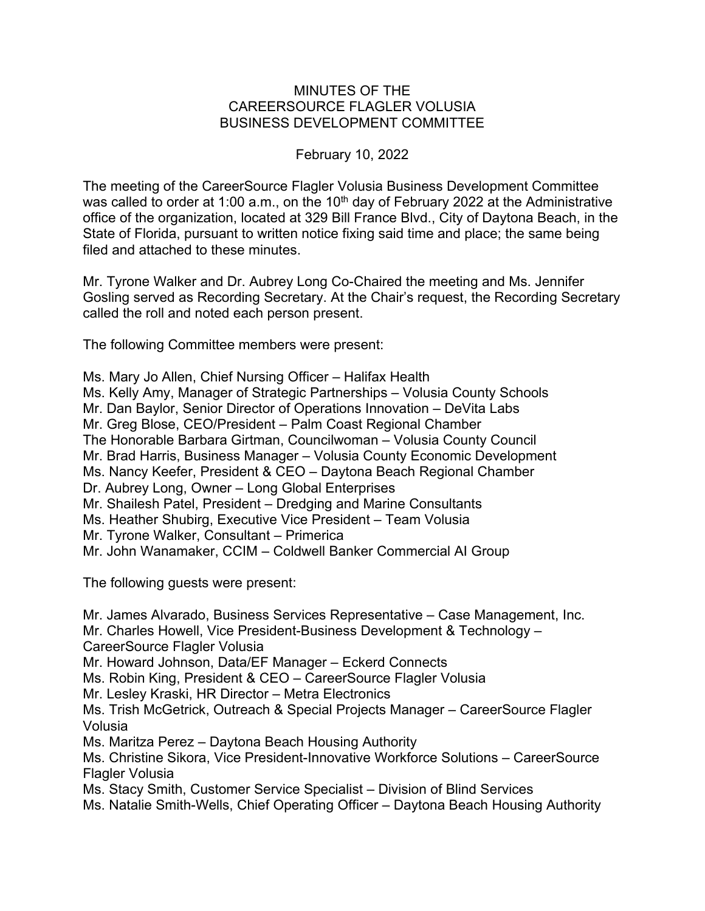# MINUTES OF THE CAREERSOURCE FLAGLER VOLUSIA BUSINESS DEVELOPMENT COMMITTEE

February 10, 2022

The meeting of the CareerSource Flagler Volusia Business Development Committee was called to order at 1:00 a.m., on the 10th day of February 2022 at the Administrative office of the organization, located at 329 Bill France Blvd., City of Daytona Beach, in the State of Florida, pursuant to written notice fixing said time and place; the same being filed and attached to these minutes.

Mr. Tyrone Walker and Dr. Aubrey Long Co-Chaired the meeting and Ms. Jennifer Gosling served as Recording Secretary. At the Chair's request, the Recording Secretary called the roll and noted each person present.

The following Committee members were present:

Ms. Mary Jo Allen, Chief Nursing Officer – Halifax Health
Ms. Kelly Amy, Manager of Strategic Partnerships – Volusia County Schools
Mr. Dan Baylor, Senior Director of Operations Innovation – DeVita Labs
Mr. Greg Blose, CEO/President – Palm Coast Regional Chamber
The Honorable Barbara Girtman, Councilwoman – Volusia County Council
Mr. Brad Harris, Business Manager – Volusia County Economic Development
Ms. Nancy Keefer, President & CEO – Daytona Beach Regional Chamber
Dr. Aubrey Long, Owner – Long Global Enterprises
Mr. Shailesh Patel, President – Dredging and Marine Consultants
Ms. Heather Shubirg, Executive Vice President – Team Volusia
Mr. Tyrone Walker, Consultant – Primerica
Mr. John Wanamaker, CCIM – Coldwell Banker Commercial AI Group

The following guests were present:

Mr. James Alvarado, Business Services Representative – Case Management, Inc.
Mr. Charles Howell, Vice President-Business Development & Technology – CareerSource Flagler Volusia
Mr. Howard Johnson, Data/EF Manager – Eckerd Connects
Ms. Robin King, President & CEO – CareerSource Flagler Volusia
Mr. Lesley Kraski, HR Director – Metra Electronics
Ms. Trish McGetrick, Outreach & Special Projects Manager – CareerSource Flagler Volusia
Ms. Maritza Perez – Daytona Beach Housing Authority
Ms. Christine Sikora, Vice President-Innovative Workforce Solutions – CareerSource Flagler Volusia
Ms. Stacy Smith, Customer Service Specialist – Division of Blind Services
Ms. Natalie Smith-Wells, Chief Operating Officer – Daytona Beach Housing Authority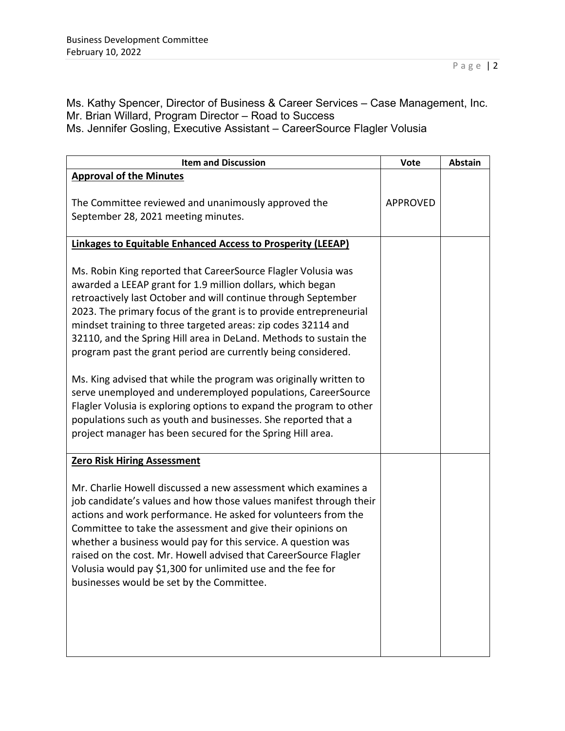Ms. Kathy Spencer, Director of Business & Career Services – Case Management, Inc.
Mr. Brian Willard, Program Director – Road to Success
Ms. Jennifer Gosling, Executive Assistant – CareerSource Flagler Volusia

| Item and Discussion | Vote | Abstain |
|---|---|---|
| **Approval of the Minutes**<br><br>The Committee reviewed and unanimously approved the September 28, 2021 meeting minutes. | APPROVED | |
| **Linkages to Equitable Enhanced Access to Prosperity (LEEAP)**<br><br>Ms. Robin King reported that CareerSource Flagler Volusia was awarded a LEEAP grant for 1.9 million dollars, which began retroactively last October and will continue through September 2023. The primary focus of the grant is to provide entrepreneurial mindset training to three targeted areas: zip codes 32114 and 32110, and the Spring Hill area in DeLand. Methods to sustain the program past the grant period are currently being considered.<br><br>Ms. King advised that while the program was originally written to serve unemployed and underemployed populations, CareerSource Flagler Volusia is exploring options to expand the program to other populations such as youth and businesses. She reported that a project manager has been secured for the Spring Hill area. | | |
| **Zero Risk Hiring Assessment**<br><br>Mr. Charlie Howell discussed a new assessment which examines a job candidate's values and how those values manifest through their actions and work performance. He asked for volunteers from the Committee to take the assessment and give their opinions on whether a business would pay for this service. A question was raised on the cost. Mr. Howell advised that CareerSource Flagler Volusia would pay $1,300 for unlimited use and the fee for businesses would be set by the Committee. | | |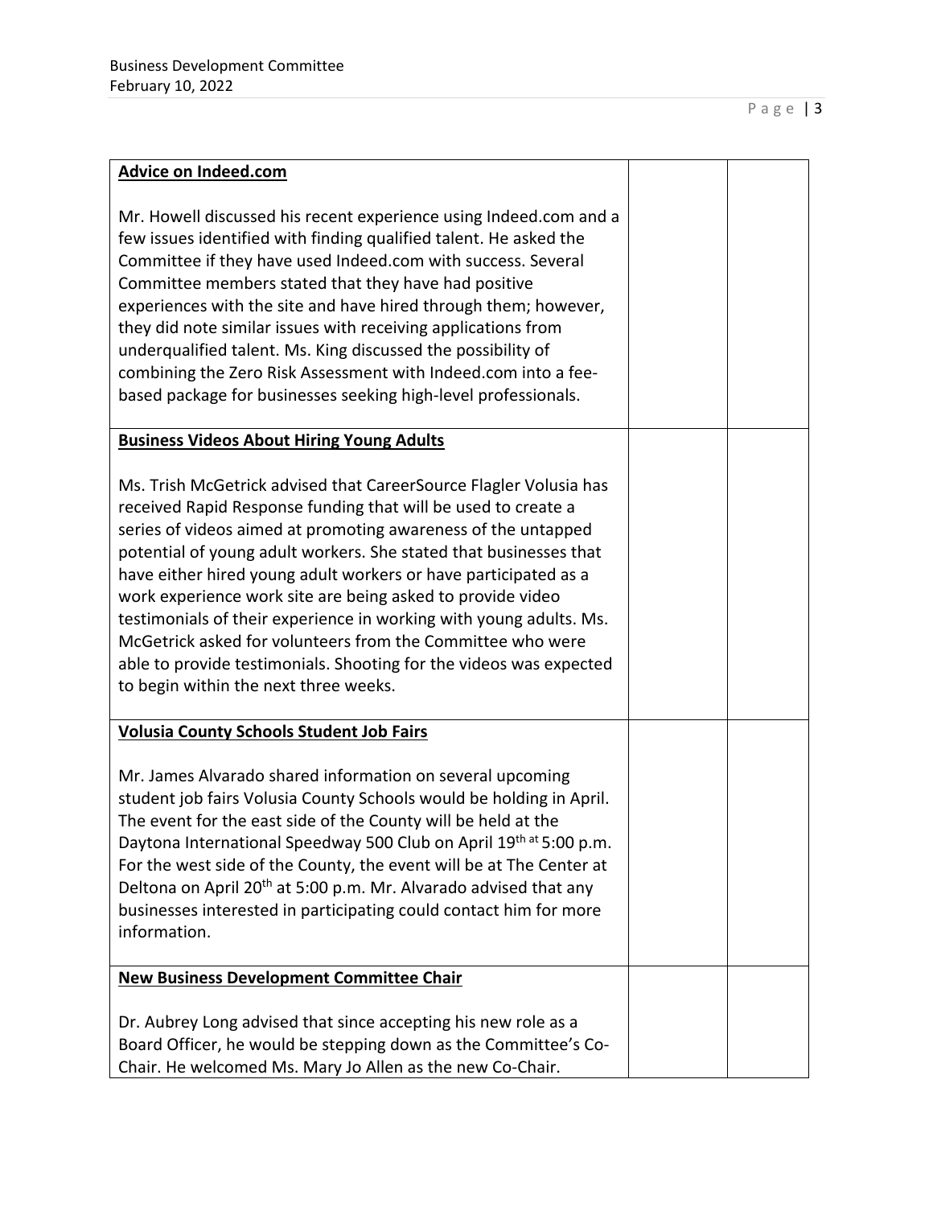| | | |
|---|---|---|
| **Advice on Indeed.com**<br><br>Mr. Howell discussed his recent experience using Indeed.com and a few issues identified with finding qualified talent. He asked the Committee if they have used Indeed.com with success. Several Committee members stated that they have had positive experiences with the site and have hired through them; however, they did note similar issues with receiving applications from underqualified talent. Ms. King discussed the possibility of combining the Zero Risk Assessment with Indeed.com into a fee-based package for businesses seeking high-level professionals. | | |
| **Business Videos About Hiring Young Adults**<br><br>Ms. Trish McGetrick advised that CareerSource Flagler Volusia has received Rapid Response funding that will be used to create a series of videos aimed at promoting awareness of the untapped potential of young adult workers. She stated that businesses that have either hired young adult workers or have participated as a work experience work site are being asked to provide video testimonials of their experience in working with young adults. Ms. McGetrick asked for volunteers from the Committee who were able to provide testimonials. Shooting for the videos was expected to begin within the next three weeks. | | |
| **Volusia County Schools Student Job Fairs**<br><br>Mr. James Alvarado shared information on several upcoming student job fairs Volusia County Schools would be holding in April. The event for the east side of the County will be held at the Daytona International Speedway 500 Club on April 19th at 5:00 p.m. For the west side of the County, the event will be at The Center at Deltona on April 20th at 5:00 p.m. Mr. Alvarado advised that any businesses interested in participating could contact him for more information. | | |
| **New Business Development Committee Chair**<br><br>Dr. Aubrey Long advised that since accepting his new role as a Board Officer, he would be stepping down as the Committee's Co-Chair. He welcomed Ms. Mary Jo Allen as the new Co-Chair. | | |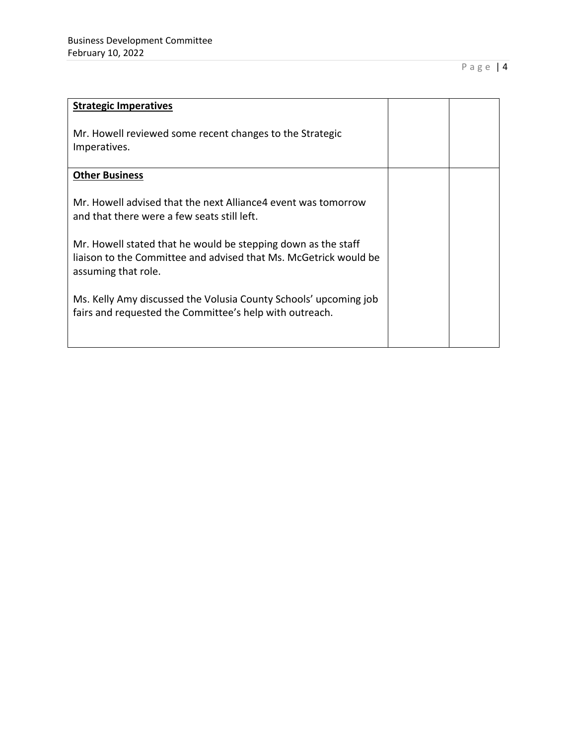| | | |
|---|---|---|
| **Strategic Imperatives**<br><br>Mr. Howell reviewed some recent changes to the Strategic Imperatives. | | |
| **Other Business**<br><br>Mr. Howell advised that the next Alliance4 event was tomorrow and that there were a few seats still left.<br><br>Mr. Howell stated that he would be stepping down as the staff liaison to the Committee and advised that Ms. McGetrick would be assuming that role.<br><br>Ms. Kelly Amy discussed the Volusia County Schools' upcoming job fairs and requested the Committee's help with outreach. | | |